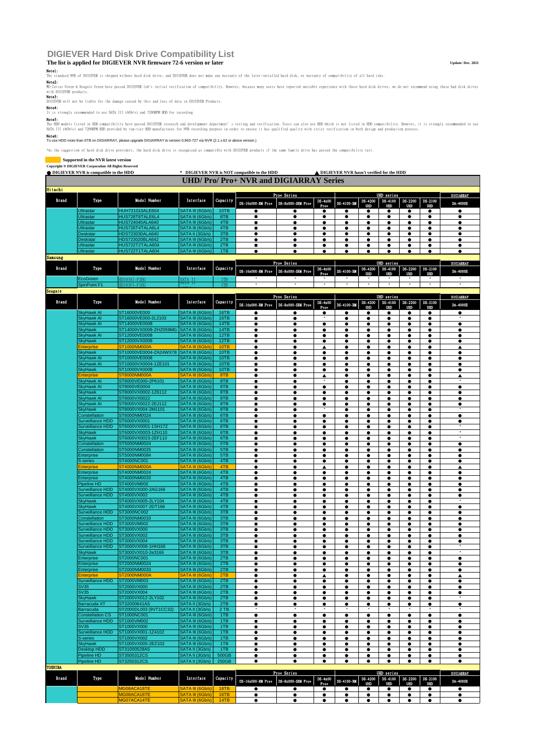# DIGIEVER Hard Disk Drive Compatibility List

**The list is applied for DIGIEVER NVR firmware 72-6 version or later**

**Update: Dec. 2021**

**Note1:**
The standard NVR of DIGIEVER is shipped without hard disk drive, and DIGIEVER does not make any warranty of the later-installed hard disk, or warranty of compatibility of all hard disks.

**Note2:**
WD Caviar Green & Seagate Green have passed DIGIEVER lab's initial verification of compatibility. However, because many users have reported unstable experience with these hard disk drives, we do not recommend using these had disk drives with DIGIEVER products.

**Note3:**
DIGIEVER will not be liable for the damage caused by this and loss of data in DIGIEVER Products.

**Note4:**
It is strongly recommended to use SATA III (6Gb/s) and 7200RPM HDD for recording

**Note5:**
The HDD models listed in HDD compatibility have passed DIGIEVER research and development department's testing and verification. Users can also use HDD which is not listed in HDD compatibility. However, it is strongly recommended to use SATA III (6Gb/s) and 7200RPM HDD provided by top-tier HDD manufactures for NVR recording purpose in order to ensure it has qualified quality with strict verification in both design and production process.

**Note6:**
To use HDD more than 6TB on DIGIARRAY, please upgrade DIGIARRAY to version 0.963-727 via NVR (2.1.x.62 or above version.)

*As the suggestion of hard disk drive providers, the hard disk drive is recognized as compatible with DIGIEVER products if the same family drive has passed the compatibility test.

**Supported in the NVR latest version**

**Copyright ® DIGIEVER Corporation All Rights Reserved**

● DIGIEVER NVR is compatible to the HDD  * DIGIEVER NVR is NOT compatible to the HDD  ▲ DIGIEVER NVR hasn't verified for the HDD

## UHD/ Pro/ Pro+ NVR and DIGIARRAY Series

### Hitachi

| Brand | Type | Model Number | Interface | Capacity | Pro+ Series | | | UHD series | | | | | DIGIARRAY |
|---|---|---|---|---|---|---|---|---|---|---|---|---|---|
| | | | | | DS-16x000-RM Pro+ | DS-8x000-SRM Pro+ | DS-4x00 Pro+ | DS-4100-RM | DS-4200 UHD | DS-4100 UHD | DS-2200 UHD | DS-2100 UHD | DA-4000E |
| | Ultrastar | HUH721010ALE604 | SATA III (6Gb/s) | 10TB | ● | ● | ● | ● | ● | ● | ● | ● | ● |
| | Ultrastar | HUS728T8TALE6L4 | SATA III (6Gb/s) | 8TB | ● | ● | ● | ● | ● | ● | ● | ● | ● |
| | Ultrastar | HUS724040ALA640 | SATA III (6Gb/s) | 4TB | ● | ● | ● | ● | ● | ● | ● | ● | ● |
| | Ultrastar | HUS726T4TALA6L4 | SATA III (6Gb/s) | 4TB | ● | ● | ● | ● | ● | ● | ● | ● | ● |
| | Deskstar | HDS723030ALA640 | SATA II (3Gb/s) | 3TB | ● | ● | ● | ● | ● | ● | ● | ● | ● |
| | Deskstar | HDS723020BLA642 | SATA III (6Gb/s) | 2TB | ● | ● | ● | ● | ● | ● | ● | ● | ● |
| | Ultrastar | HUS722T2TALA604 | SATA III (6Gb/s) | 2TB | ● | ● | ● | ● | ● | ● | ● | ● | ● |
| | Ultrastar | HUS722T1TALA604 | SATA III (6Gb/s) | 1TB | ● | ● | ● | ● | ● | ● | ● | ● | ● |

### Samsung

| Brand | Type | Model Number | Interface | Capacity | Pro+ Series | | | UHD series | | | | | DIGIARRAY |
|---|---|---|---|---|---|---|---|---|---|---|---|---|---|
| | | | | | DS-16x000-RM Pro+ | DS-8x000-SRM Pro+ | DS-4x00 Pro+ | DS-4100-RM | DS-4200 UHD | DS-4100 UHD | DS-2200 UHD | DS-2100 UHD | DA-4000E |
| | EcoGreen | HD103SI-F2EG | SATA II | 1TB | * | * | * | * | * | * | * | * | * |
| | SpinPoint F1 | HD103UI-F1EG | SATA II | 1TB | * | * | * | * | * | * | * | * | * |

### Seagate

| Brand | Type | Model Number | Interface | Capacity | Pro+ Series | | | UHD series | | | | | DIGIARRAY |
|---|---|---|---|---|---|---|---|---|---|---|---|---|---|
| | | | | | DS-16x000-RM Pro+ | DS-8x000-SRM Pro+ | DS-4x00 Pro+ | DS-4100-RM | DS-4200 UHD | DS-4100 UHD | DS-2200 UHD | DS-2100 UHD | DA-4000E |
| | SkyHawk AI | ST16000VE000 | SATA III (6Gb/s) | 16TB | ● | ● | ● | ● | ● | ● | ● | ● | ● |
| | SkyHawk AI | ST16000VE000-2L2103 | SATA III (6Gb/s) | 16TB | ● | ● | * | ● | ● | ● | ● | ● | * |
| | SkyHawk AI | ST14000VE0008 | SATA III (6Gb/s) | 14TB | ● | ● | ● | ● | ● | ● | ● | ● | ● |
| | SkyHawk | ST14000VX0008-ZHZ059MG | SATA III (6Gb/s) | 14TB | ● | ● | ● | ● | ● | ● | ● | ● | ● |
| | SkyHawk AI | ST12000VE0008 | SATA III (6Gb/s) | 12TB | ● | ● | ● | ● | ● | ● | ● | ● | ● |
| | SkyHawk | ST12000VX0008 | SATA III (6Gb/s) | 12TB | ● | ● | ● | ● | ● | ● | ● | ● | ● |
| | Enterprise | ST1000NM000A | SATA III (6Gb/s) | 10TB | ● | ● | ▲ | ● | ● | ● | ● | ● | ▲ |
| | SkyHawk | ST10000VE0004-ZA24WX78 | SATA III (6Gb/s) | 10TB | ● | ● | ● | ● | ● | ● | ● | ● | ● |
| | SkyHawk AI | ST10000VE0008 | SATA III (6Gb/s) | 10TB | ● | ● | ● | ● | ● | ● | ● | ● | ● |
| | SkyHawk AI | ST10000VX0004-1ZE101 | SATA III (6Gb/s) | 10TB | ● | ● | ● | ● | ● | ● | ● | ● | ● |
| | SkyHawk | ST10000VX0008 | SATA III (6Gb/s) | 10TB | ● | ● | ● | ● | ● | ● | ● | ● | ● |
| | Enterprise | ST8000NM000A | SATA III (6Gb/s) | 8TB | ● | ● | ▲ | ● | ● | ● | ● | ● | ▲ |
| | SkyHawk AI | ST8000VE000-2P6101 | SATA III (6Gb/s) | 8TB | ● | ● | * | ● | ● | ● | ● | ● | * |
| | SkyHawk AI | ST8000VE0004 | SATA III (6Gb/s) | 8TB | ● | ● | ● | ● | ● | ● | ● | ● | ● |
| | SkyHawk | ST8000VX0002-1Z6112 | SATA III (6Gb/s) | 8TB | ● | ● | ● | ● | ● | ● | ● | ● | ● |
| | SkyHawk AI | ST8000VX0022 | SATA III (6Gb/s) | 8TB | ● | ● | ● | ● | ● | ● | ● | ● | ● |
| | SkyHawk AI | ST8000VX0022-2EJ112 | SATA III (6Gb/s) | 8TB | ● | ● | ● | ● | ● | ● | ● | ● | ● |
| | SkyHawk | ST8000VX004-2M1101 | SATA III (6Gb/s) | 8TB | ● | ● | * | ● | ● | ● | ● | ● | * |
| | Constellation | ST6000NM0024 | SATA III (6Gb/s) | 6TB | ● | ● | ● | ● | ● | ● | ● | ● | ● |
| | Surveillance HDD | ST6000VX0001 | SATA III (6Gb/s) | 6TB | ● | ● | ● | ● | ● | ● | ● | ● | ● |
| | Surveillance HDD | ST6000VX0001-1SH17Z | SATA III (6Gb/s) | 6TB | ● | ● | ● | ● | ● | ● | ● | ● | * |
| | SkyHawk | ST6000VX0003-1ZH110 | SATA III (6Gb/s) | 6TB | ● | ● | ● | ● | ● | ● | ● | ● | * |
| | SkyHawk | ST6000VX0023-2EF110 | SATA III (6Gb/s) | 6TB | ● | ● | ● | ● | ● | ● | ● | ● | * |
| | Constellation | ST5000NM0024 | SATA III (6Gb/s) | 5TB | ● | ● | ● | ● | ● | ● | ● | ● | ● |
| | Constellation | ST5000NM0025 | SATA III (6Gb/s) | 5TB | ● | ● | ● | ● | ● | ● | ● | ● | ● |
| | Enterprise | ST5000NM0084 | SATA III (6Gb/s) | 5TB | ● | ● | ● | ● | ● | ● | ● | ● | ● |
| | S-series | ST4000NC001 | SATA III (6Gb/s) | 4TB | ● | ● | ● | ● | ● | ● | ● | ● | ● |
| | Enterprise | ST4000NM000A | SATA III (6Gb/s) | 4TB | ● | ● | ▲ | ● | ● | ● | ● | ● | ▲ |
| | Enterprise | ST4000NM0024 | SATA III (6Gb/s) | 4TB | ● | ● | ● | ● | ● | ● | ● | ● | ● |
| | Enterprise | ST4000NM0033 | SATA III (6Gb/s) | 4TB | ● | ● | ● | ● | ● | ● | ● | ● | ● |
| | Pipeline HD | ST4000VM000 | SATA III (6Gb/s) | 4TB | ● | ● | ● | ● | ● | ● | ● | ● | ● |
| | Surveillance HDD | ST4000VX000-2AG166 | SATA III (6Gb/s) | 4TB | ● | ● | ● | ● | ● | ● | ● | ● | ● |
| | Surveillance HDD | ST4000VX002 | SATA III (6Gb/s) | 4TB | ● | ● | ● | ● | ● | ● | ● | ● | ● |
| | SkyHawk | ST4000VX005-2LY104 | SATA III (6Gb/s) | 4TB | ● | ● | ● | ● | ● | ● | ● | ● | * |
| | SkyHawk | ST4000VX007-2DT166 | SATA III (6Gb/s) | 4TB | ● | ● | ● | ● | ● | ● | ● | ● | ● |
| | Surveillance HDD | ST3000NC002 | SATA III (6Gb/s) | 3TB | ● | ● | ● | ● | ● | ● | ● | ● | ● |
| | Constellation | ST3000NM0033 | SATA III (6Gb/s) | 3TB | ● | ● | ● | ● | ● | ● | ● | ● | ● |
| | Surveillance HDD | ST3000VM002 | SATA III (6Gb/s) | 3TB | ● | ● | ● | ● | ● | ● | ● | ● | ● |
| | Surveillance HDD | ST3000VX000 | SATA III (6Gb/s) | 3TB | ● | ● | ● | ● | ● | ● | ● | ● | ● |
| | Surveillance HDD | ST3000VX002 | SATA III (6Gb/s) | 3TB | ● | ● | ● | ● | ● | ● | ● | ● | ● |
| | Surveillance HDD | ST3000VX004 | SATA III (6Gb/s) | 3TB | ● | ● | ● | ● | ● | ● | ● | ● | ● |
| | Surveillance HDD | ST3000VX006-1HH166 | SATA III (6Gb/s) | 3TB | ● | ● | ● | ● | ● | ● | ● | ● | * |
| | SkyHawk | ST3000VX010-2e3166 | SATA III (6Gb/s) | 3TB | ● | ● | ● | ● | ● | ● | ● | ● | * |
| | Enterprise | ST2000NC001 | SATA III (6Gb/s) | 2TB | ● | ● | ● | ● | ● | ● | ● | ● | ● |
| | Enterprise | ST2000NM0024 | SATA III (6Gb/s) | 2TB | ● | ● | ● | ● | ● | ● | ● | ● | ● |
| | Enterprise | ST2000NM0033 | SATA III (6Gb/s) | 2TB | ● | ● | ● | ● | ● | ● | ● | ● | ● |
| | Enterprise | ST2000NM000A | SATA III (6Gb/s) | 2TB | ● | ● | ▲ | ● | ● | ● | ● | ● | ▲ |
| | Surveillance HDD | ST2000VM003 | SATA III (6Gb/s) | 2TB | ● | ● | ● | ● | ● | ● | ● | ● | ● |
| | SV35 | ST2000VX000 | SATA III (6Gb/s) | 2TB | ● | ● | ● | ● | ● | ● | ● | ● | ● |
| | SV35 | ST2000VX004 | SATA III (6Gb/s) | 2TB | ● | ● | ● | ● | ● | ● | ● | ● | ● |
| | SkyHawk | ST2000VX012-2LY102 | SATA III (6Gb/s) | 2TB | ● | ● | ● | ● | ● | ● | ● | ● | * |
| | Barracuda XT | ST32000641AS | SATA II (3Gb/s) | 2TB | ● | ● | ● | ● | ● | ● | ● | ● | ● |
| | Barracuda | ST2000DL003 (9VT1CC32) | SATA II (3Gb/s) | 2 TB | * | * | * | * | * | * | * | * | * |
| | Constellation CS | ST1000NC001 | SATA III (6Gb/s) | 1TB | ● | ● | ● | ● | ● | ● | ● | ● | ● |
| | Surveillance HDD | ST1000VM002 | SATA III (6Gb/s) | 1TB | ● | ● | ● | ● | ● | ● | ● | ● | ● |
| | SV35 | ST1000VX000 | SATA III (6Gb/s) | 1TB | ● | ● | ● | ● | ● | ● | ● | ● | ● |
| | Surveillance HDD | ST1000VX001-1Z4102 | SATA III (6Gb/s) | 1TB | ● | ● | ● | ● | ● | ● | ● | ● | ● |
| | S-series | ST1000VX002 | SATA III (6Gb/s) | 1TB | ● | ● | ● | ● | ● | ● | ● | ● | ● |
| | SkyHawk | ST1000VX005-2EZ102 | SATA III (6Gb/s) | 1TB | ● | ● | ● | ● | ● | ● | ● | ● | ● |
| | Desktop HDD | ST31000528AS | SATA II (3Gb/s) | 1TB | ● | ● | ● | ● | ● | ● | ● | ● | ● |
| | Pipeline HD | ST3500312CS | SATA II (3Gb/s) | 500GB | ● | ● | ● | ● | ● | ● | ● | ● | ● |
| | Pipeline HD | ST3250312CS | SATA II (3Gb/s) | 250GB | ● | ● | ● | ● | ● | ● | ● | ● | ● |

### TOSHIBA

| Brand | Type | Model Number | Interface | Capacity | Pro+ Series | | | UHD series | | | | | DIGIARRAY |
|---|---|---|---|---|---|---|---|---|---|---|---|---|---|
| | | | | | DS-16x000-RM Pro+ | DS-8x000-SRM Pro+ | DS-4x00 Pro+ | DS-4100-RM | DS-4200 UHD | DS-4100 UHD | DS-2200 UHD | DS-2100 UHD | DA-4000E |
| | | MG08ACA18TE | SATA III (6Gb/s) | 18TB | ● | ● | ● | ● | ● | ● | ● | ● | ● |
| | | MG08ACA16TE | SATA III (6Gb/s) | 16TB | ● | ● | ● | ● | ● | ● | ● | ● | ● |
| | | MG07ACA14TE | SATA III (6Gb/s) | 14TB | ● | ● | ● | ● | ● | ● | ● | ● | ● |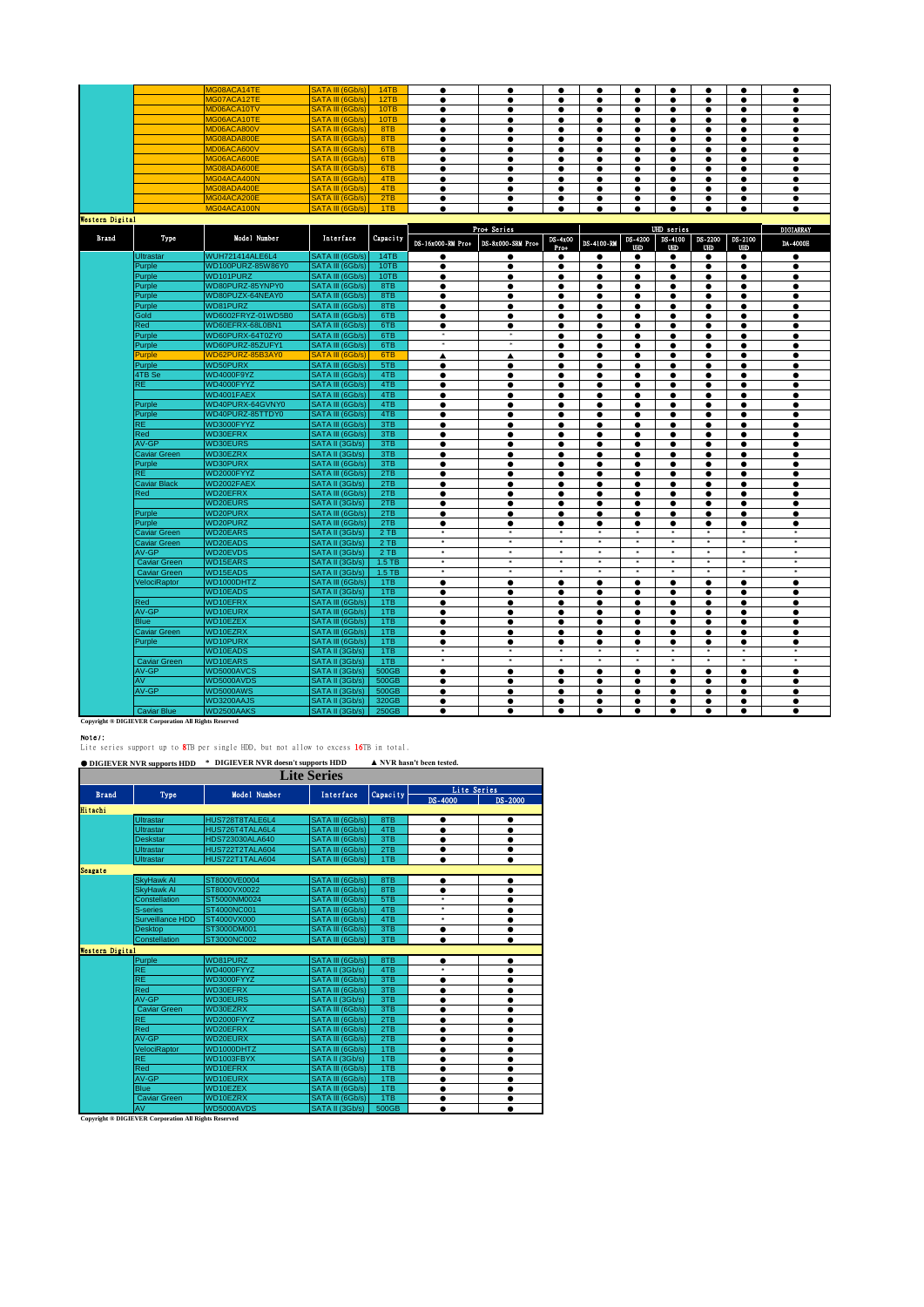| | | | | | | | | | | | | | |
|---|---|---|---|---|---|---|---|---|---|---|---|---|---|
| | | MG08ACA14TE | SATA III (6Gb/s) | 14TB | ● | ● | ● | ● | ● | ● | ● | ● | ● |
| | | MG07ACA12TE | SATA III (6Gb/s) | 12TB | ● | ● | ● | ● | ● | ● | ● | ● | ● |
| | | MD06ACA10TV | SATA III (6Gb/s) | 10TB | ● | ● | ● | ● | ● | ● | ● | ● | ● |
| | | MG06ACA10TE | SATA III (6Gb/s) | 10TB | ● | ● | ● | ● | ● | ● | ● | ● | ● |
| | | MD06ACA800V | SATA III (6Gb/s) | 8TB | ● | ● | ● | ● | ● | ● | ● | ● | ● |
| | | MG08ADA800E | SATA III (6Gb/s) | 8TB | ● | ● | ● | ● | ● | ● | ● | ● | ● |
| | | MD06ACA600V | SATA III (6Gb/s) | 6TB | ● | ● | ● | ● | ● | ● | ● | ● | ● |
| | | MG06ACA600E | SATA III (6Gb/s) | 6TB | ● | ● | ● | ● | ● | ● | ● | ● | ● |
| | | MG08ADA600E | SATA III (6Gb/s) | 6TB | ● | ● | ● | ● | ● | ● | ● | ● | ● |
| | | MG04ACA400N | SATA III (6Gb/s) | 4TB | ● | ● | ● | ● | ● | ● | ● | ● | ● |
| | | MG08ADA400E | SATA III (6Gb/s) | 4TB | ● | ● | ● | ● | ● | ● | ● | ● | ● |
| | | MG04ACA200E | SATA III (6Gb/s) | 2TB | ● | ● | ● | ● | ● | ● | ● | ● | ● |
| | | MG04ACA100N | SATA III (6Gb/s) | 1TB | ● | ● | ● | ● | ● | ● | ● | ● | ● |

**Western Digital**

| Brand | Type | Model Number | Interface | Capacity | Pro+ Series | | | UHD series | | | | | DIGIARRAY |
|---|---|---|---|---|---|---|---|---|---|---|---|---|---|
| | | | | | DS-16x000-RM Pro+ | DS-8x000-SRM Pro+ | DS-4x00 Pro+ | DS-4100-RM | DS-4200 UHD | DS-4100 UHD | DS-2200 UHD | DS-2100 UHD | DA-4000H |
| | Ultrastar | WUH721414ALE6L4 | SATA III (6Gb/s) | 14TB | ● | ● | ● | ● | ● | ● | ● | ● | ● |
| | Purple | WD100PURZ-85W86Y0 | SATA III (6Gb/s) | 10TB | ● | ● | ● | ● | ● | ● | ● | ● | ● |
| | Purple | WD101PURZ | SATA III (6Gb/s) | 10TB | ● | ● | ● | ● | ● | ● | ● | ● | ● |
| | Purple | WD80PURZ-85YNPY0 | SATA III (6Gb/s) | 8TB | ● | ● | ● | ● | ● | ● | ● | ● | ● |
| | Purple | WD80PUZX-64NEAY0 | SATA III (6Gb/s) | 8TB | ● | ● | ● | ● | ● | ● | ● | ● | ● |
| | Purple | WD81PURZ | SATA III (6Gb/s) | 8TB | ● | ● | ● | ● | ● | ● | ● | ● | ● |
| | Gold | WD6002FRYZ-01WD5B0 | SATA III (6Gb/s) | 6TB | ● | ● | ● | ● | ● | ● | ● | ● | ● |
| | Red | WD60EFRX-68L0BN1 | SATA III (6Gb/s) | 6TB | ● | ● | ● | ● | ● | ● | ● | ● | ● |
| | Purple | WD60PURX-64T0ZY0 | SATA III (6Gb/s) | 6TB | * | * | ● | ● | ● | ● | ● | ● | ● |
| | Purple | WD60PURZ-85ZUFY1 | SATA III (6Gb/s) | 6TB | * | * | ● | ● | ● | ● | ● | ● | ● |
| | Purple | WD62PURZ-85B3AY0 | SATA III (6Gb/s) | 6TB | ▲ | ▲ | ● | ● | ● | ● | ● | ● | ● |
| | Purple | WD50PURX | SATA III (6Gb/s) | 5TB | ● | ● | ● | ● | ● | ● | ● | ● | ● |
| | 4TB Se | WD4000F9YZ | SATA III (6Gb/s) | 4TB | ● | ● | ● | ● | ● | ● | ● | ● | ● |
| | RE | WD4000FYYZ | SATA III (6Gb/s) | 4TB | ● | ● | ● | ● | ● | ● | ● | ● | ● |
| | | WD4001FAEX | SATA III (6Gb/s) | 4TB | ● | ● | ● | ● | ● | ● | ● | ● | ● |
| | Purple | WD40PURX-64GVNY0 | SATA III (6Gb/s) | 4TB | ● | ● | ● | ● | ● | ● | ● | ● | ● |
| | Purple | WD40PURZ-85TTDY0 | SATA III (6Gb/s) | 4TB | ● | ● | ● | ● | ● | ● | ● | ● | ● |
| | RE | WD3000FYYZ | SATA III (6Gb/s) | 3TB | ● | ● | ● | ● | ● | ● | ● | ● | ● |
| | Red | WD30EFRX | SATA III (6Gb/s) | 3TB | ● | ● | ● | ● | ● | ● | ● | ● | ● |
| | AV-GP | WD30EURS | SATA II (3Gb/s) | 3TB | ● | ● | ● | ● | ● | ● | ● | ● | ● |
| | Caviar Green | WD30EZRX | SATA II (3Gb/s) | 3TB | ● | ● | ● | ● | ● | ● | ● | ● | ● |
| | Purple | WD30PURX | SATA III (6Gb/s) | 3TB | ● | ● | ● | ● | ● | ● | ● | ● | ● |
| | RE | WD2000FYYZ | SATA III (6Gb/s) | 2TB | ● | ● | ● | ● | ● | ● | ● | ● | ● |
| | Caviar Black | WD2002FAEX | SATA II (3Gb/s) | 2TB | ● | ● | ● | ● | ● | ● | ● | ● | ● |
| | Red | WD20EFRX | SATA III (6Gb/s) | 2TB | ● | ● | ● | ● | ● | ● | ● | ● | ● |
| | | WD20EURS | SATA II (3Gb/s) | 2TB | ● | ● | ● | ● | ● | ● | ● | ● | ● |
| | Purple | WD20PURX | SATA III (6Gb/s) | 2TB | ● | ● | ● | ● | ● | ● | ● | ● | ● |
| | Purple | WD20PURZ | SATA III (6Gb/s) | 2TB | ● | ● | ● | ● | ● | ● | ● | ● | ● |
| | Caviar Green | WD20EARS | SATA II (3Gb/s) | 2 TB | * | * | * | * | * | * | * | * | * |
| | Caviar Green | WD20EADS | SATA II (3Gb/s) | 2 TB | * | * | * | * | * | * | * | * | * |
| | AV-GP | WD20EVDS | SATA II (3Gb/s) | 2 TB | * | * | * | * | * | * | * | * | * |
| | Caviar Green | WD15EARS | SATA II (3Gb/s) | 1.5 TB | * | * | * | * | * | * | * | * | * |
| | Caviar Green | WD15EADS | SATA II (3Gb/s) | 1.5 TB | * | * | * | * | * | * | * | * | * |
| | VelociRaptor | WD1000DHTZ | SATA III (6Gb/s) | 1TB | ● | ● | ● | ● | ● | ● | ● | ● | ● |
| | | WD10EADS | SATA II (3Gb/s) | 1TB | ● | ● | ● | ● | ● | ● | ● | ● | ● |
| | Red | WD10EFRX | SATA III (6Gb/s) | 1TB | ● | ● | ● | ● | ● | ● | ● | ● | ● |
| | AV-GP | WD10EURX | SATA III (6Gb/s) | 1TB | ● | ● | ● | ● | ● | ● | ● | ● | ● |
| | Blue | WD10EZEX | SATA III (6Gb/s) | 1TB | ● | ● | ● | ● | ● | ● | ● | ● | ● |
| | Caviar Green | WD10EZRX | SATA III (6Gb/s) | 1TB | ● | ● | ● | ● | ● | ● | ● | ● | ● |
| | Purple | WD10PURX | SATA III (6Gb/s) | 1TB | ● | ● | ● | ● | ● | ● | ● | ● | ● |
| | | WD10EADS | SATA II (3Gb/s) | 1TB | * | * | * | * | * | * | * | * | * |
| | Caviar Green | WD10EARS | SATA II (3Gb/s) | 1TB | * | * | * | * | * | * | * | * | * |
| | AV-GP | WD5000AVCS | SATA II (3Gb/s) | 500GB | ● | ● | ● | ● | ● | ● | ● | ● | ● |
| | AV | WD5000AVDS | SATA II (3Gb/s) | 500GB | ● | ● | ● | ● | ● | ● | ● | ● | ● |
| | AV-GP | WD5000AWS | SATA II (3Gb/s) | 500GB | ● | ● | ● | ● | ● | ● | ● | ● | ● |
| | | WD3200AAJS | SATA II (3Gb/s) | 320GB | ● | ● | ● | ● | ● | ● | ● | ● | ● |
| | Caviar Blue | WD2500AAKS | SATA II (3Gb/s) | 250GB | ● | ● | ● | ● | ● | ● | ● | ● | ● |

**Copyright ® DIGIEVER Corporation All Rights Reserved**

Note/:
Lite series support up to 8TB per single HDD, but not allow to excess 16TB in total.

● DIGIEVER NVR supports HDD   * DIGIEVER NVR doesn't supports HDD   ▲ NVR hasn't been tested.

## Lite Series

| Brand | Type | Model Number | Interface | Capacity | Lite Series | |
|---|---|---|---|---|---|---|
| | | | | | DS-4000 | DS-2000 |
| **Hitachi** | | | | | | |
| | Ultrastar | HUS728T8TALE6L4 | SATA III (6Gb/s) | 8TB | ● | ● |
| | Ultrastar | HUS726T4TALA6L4 | SATA III (6Gb/s) | 4TB | ● | ● |
| | Deskstar | HDS723030ALA640 | SATA III (6Gb/s) | 3TB | ● | ● |
| | Ultrastar | HUS722T2TALA604 | SATA III (6Gb/s) | 2TB | ● | ● |
| | Ultrastar | HUS722T1TALA604 | SATA III (6Gb/s) | 1TB | ● | ● |
| **Seagate** | | | | | | |
| | SkyHawk AI | ST8000VE0004 | SATA III (6Gb/s) | 8TB | ● | ● |
| | SkyHawk AI | ST8000VX0022 | SATA III (6Gb/s) | 8TB | ● | ● |
| | Constellation | ST5000NM0024 | SATA III (6Gb/s) | 5TB | * | ● |
| | S-series | ST4000NC001 | SATA III (6Gb/s) | 4TB | * | ● |
| | Surveillance HDD | ST4000VX000 | SATA III (6Gb/s) | 4TB | * | ● |
| | Desktop | ST3000DM001 | SATA III (6Gb/s) | 3TB | ● | ● |
| | Constellation | ST3000NC002 | SATA III (6Gb/s) | 3TB | ● | ● |
| **Western Digital** | | | | | | |
| | Purple | WD81PURZ | SATA III (6Gb/s) | 8TB | ● | ● |
| | RE | WD4000FYYZ | SATA II (3Gb/s) | 4TB | * | ● |
| | RE | WD3000FYYZ | SATA III (6Gb/s) | 3TB | ● | ● |
| | Red | WD30EFRX | SATA III (6Gb/s) | 3TB | ● | ● |
| | AV-GP | WD30EURS | SATA II (3Gb/s) | 3TB | ● | ● |
| | Caviar Green | WD30EZRX | SATA III (6Gb/s) | 3TB | ● | ● |
| | RE | WD2000FYYZ | SATA III (6Gb/s) | 2TB | ● | ● |
| | Red | WD20EFRX | SATA III (6Gb/s) | 2TB | ● | ● |
| | AV-GP | WD20EURX | SATA III (6Gb/s) | 2TB | ● | ● |
| | VelociRaptor | WD1000DHTZ | SATA III (6Gb/s) | 1TB | ● | ● |
| | RE | WD1003FBYX | SATA II (3Gb/s) | 1TB | ● | ● |
| | Red | WD10EFRX | SATA III (6Gb/s) | 1TB | ● | ● |
| | AV-GP | WD10EURX | SATA III (6Gb/s) | 1TB | ● | ● |
| | Blue | WD10EZEX | SATA III (6Gb/s) | 1TB | ● | ● |
| | Caviar Green | WD10EZRX | SATA III (6Gb/s) | 1TB | ● | ● |
| | AV | WD5000AVDS | SATA II (3Gb/s) | 500GB | ● | ● |

**Copyright ® DIGIEVER Corporation All Rights Reserved**